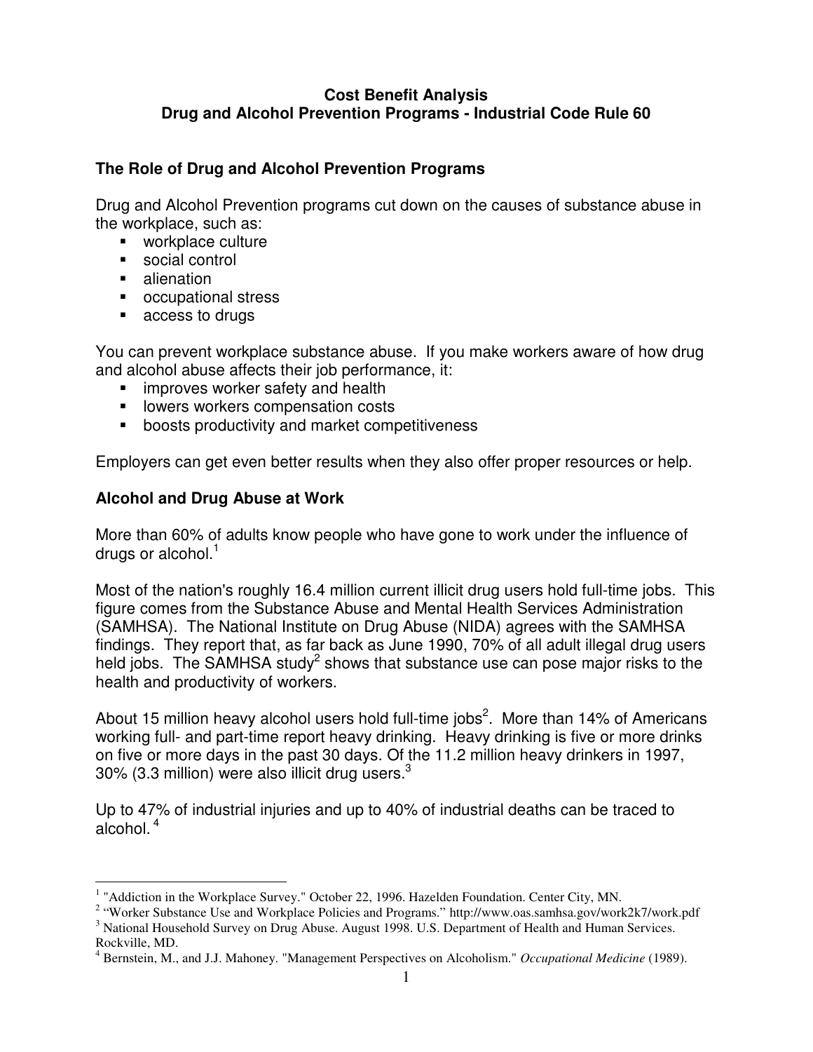# Cost Benefit Analysis
## Drug and Alcohol Prevention Programs - Industrial Code Rule 60

### The Role of Drug and Alcohol Prevention Programs

Drug and Alcohol Prevention programs cut down on the causes of substance abuse in the workplace, such as:

- workplace culture
- social control
- alienation
- occupational stress
- access to drugs

You can prevent workplace substance abuse. If you make workers aware of how drug and alcohol abuse affects their job performance, it:

- improves worker safety and health
- lowers workers compensation costs
- boosts productivity and market competitiveness

Employers can get even better results when they also offer proper resources or help.

### Alcohol and Drug Abuse at Work

More than 60% of adults know people who have gone to work under the influence of drugs or alcohol.[1]

Most of the nation's roughly 16.4 million current illicit drug users hold full-time jobs. This figure comes from the Substance Abuse and Mental Health Services Administration (SAMHSA). The National Institute on Drug Abuse (NIDA) agrees with the SAMHSA findings. They report that, as far back as June 1990, 70% of all adult illegal drug users held jobs. The SAMHSA study[2] shows that substance use can pose major risks to the health and productivity of workers.

About 15 million heavy alcohol users hold full-time jobs[2]. More than 14% of Americans working full- and part-time report heavy drinking. Heavy drinking is five or more drinks on five or more days in the past 30 days. Of the 11.2 million heavy drinkers in 1997, 30% (3.3 million) were also illicit drug users.[3]

Up to 47% of industrial injuries and up to 40% of industrial deaths can be traced to alcohol.[4]

---

[1] "Addiction in the Workplace Survey." October 22, 1996. Hazelden Foundation. Center City, MN.

[2] "Worker Substance Use and Workplace Policies and Programs." http://www.oas.samhsa.gov/work2k7/work.pdf

[3] National Household Survey on Drug Abuse. August 1998. U.S. Department of Health and Human Services. Rockville, MD.

[4] Bernstein, M., and J.J. Mahoney. "Management Perspectives on Alcoholism." *Occupational Medicine* (1989).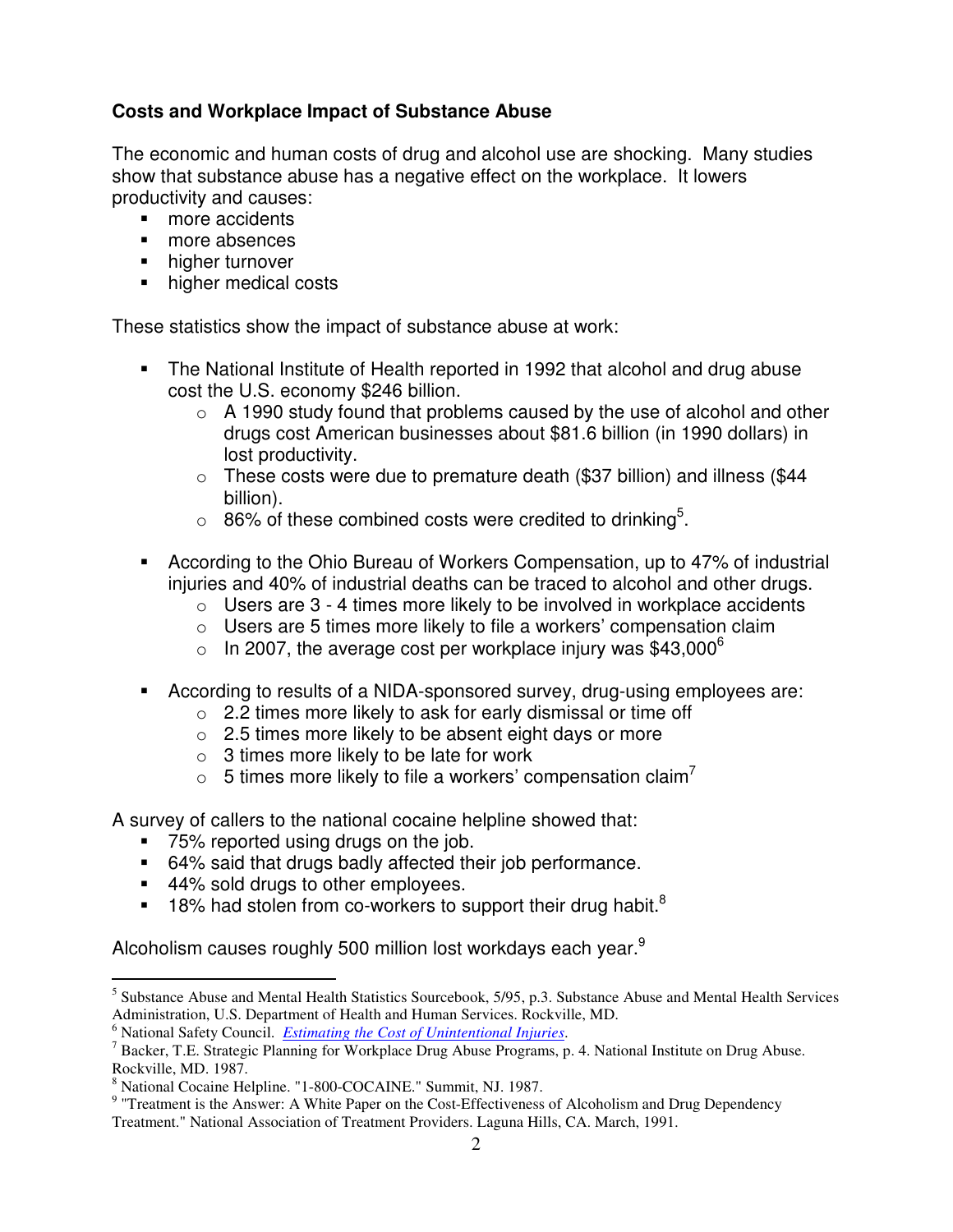**Costs and Workplace Impact of Substance Abuse**

The economic and human costs of drug and alcohol use are shocking. Many studies show that substance abuse has a negative effect on the workplace. It lowers productivity and causes:

- more accidents
- more absences
- higher turnover
- higher medical costs

These statistics show the impact of substance abuse at work:

- The National Institute of Health reported in 1992 that alcohol and drug abuse cost the U.S. economy $246 billion.
    - A 1990 study found that problems caused by the use of alcohol and other drugs cost American businesses about $81.6 billion (in 1990 dollars) in lost productivity.
    - These costs were due to premature death ($37 billion) and illness ($44 billion).
    - 86% of these combined costs were credited to drinking[5].

- According to the Ohio Bureau of Workers Compensation, up to 47% of industrial injuries and 40% of industrial deaths can be traced to alcohol and other drugs.
    - Users are 3 - 4 times more likely to be involved in workplace accidents
    - Users are 5 times more likely to file a workers' compensation claim
    - In 2007, the average cost per workplace injury was $43,000[6]

- According to results of a NIDA-sponsored survey, drug-using employees are:
    - 2.2 times more likely to ask for early dismissal or time off
    - 2.5 times more likely to be absent eight days or more
    - 3 times more likely to be late for work
    - 5 times more likely to file a workers' compensation claim[7]

A survey of callers to the national cocaine helpline showed that:

- 75% reported using drugs on the job.
- 64% said that drugs badly affected their job performance.
- 44% sold drugs to other employees.
- 18% had stolen from co-workers to support their drug habit.[8]

Alcoholism causes roughly 500 million lost workdays each year.[9]

---

[5] Substance Abuse and Mental Health Statistics Sourcebook, 5/95, p.3. Substance Abuse and Mental Health Services Administration, U.S. Department of Health and Human Services. Rockville, MD.

[6] National Safety Council. *Estimating the Cost of Unintentional Injuries*.

[7] Backer, T.E. Strategic Planning for Workplace Drug Abuse Programs, p. 4. National Institute on Drug Abuse. Rockville, MD. 1987.

[8] National Cocaine Helpline. "1-800-COCAINE." Summit, NJ. 1987.

[9] "Treatment is the Answer: A White Paper on the Cost-Effectiveness of Alcoholism and Drug Dependency Treatment." National Association of Treatment Providers. Laguna Hills, CA. March, 1991.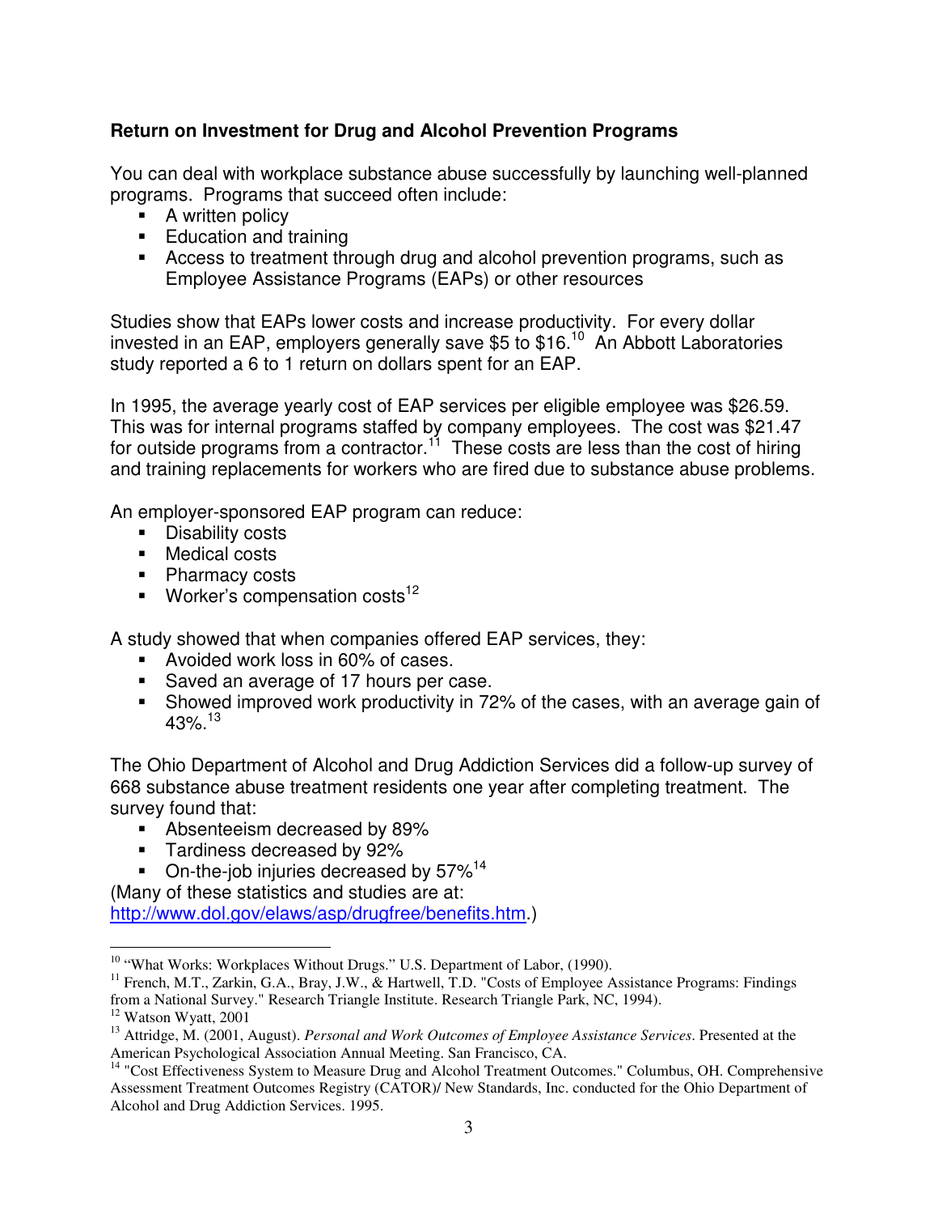**Return on Investment for Drug and Alcohol Prevention Programs**

You can deal with workplace substance abuse successfully by launching well-planned programs. Programs that succeed often include:

- A written policy
- Education and training
- Access to treatment through drug and alcohol prevention programs, such as Employee Assistance Programs (EAPs) or other resources

Studies show that EAPs lower costs and increase productivity. For every dollar invested in an EAP, employers generally save $5 to $16.[10] An Abbott Laboratories study reported a 6 to 1 return on dollars spent for an EAP.

In 1995, the average yearly cost of EAP services per eligible employee was $26.59. This was for internal programs staffed by company employees. The cost was $21.47 for outside programs from a contractor.[11] These costs are less than the cost of hiring and training replacements for workers who are fired due to substance abuse problems.

An employer-sponsored EAP program can reduce:

- Disability costs
- Medical costs
- Pharmacy costs
- Worker's compensation costs[12]

A study showed that when companies offered EAP services, they:

- Avoided work loss in 60% of cases.
- Saved an average of 17 hours per case.
- Showed improved work productivity in 72% of the cases, with an average gain of 43%.[13]

The Ohio Department of Alcohol and Drug Addiction Services did a follow-up survey of 668 substance abuse treatment residents one year after completing treatment. The survey found that:

- Absenteeism decreased by 89%
- Tardiness decreased by 92%
- On-the-job injuries decreased by 57%[14]

(Many of these statistics and studies are at: [http://www.dol.gov/elaws/asp/drugfree/benefits.htm](http://www.dol.gov/elaws/asp/drugfree/benefits.htm).)

---

[10] "What Works: Workplaces Without Drugs." U.S. Department of Labor, (1990).

[11] French, M.T., Zarkin, G.A., Bray, J.W., & Hartwell, T.D. "Costs of Employee Assistance Programs: Findings from a National Survey." Research Triangle Institute. Research Triangle Park, NC, 1994).

[12] Watson Wyatt, 2001

[13] Attridge, M. (2001, August). *Personal and Work Outcomes of Employee Assistance Services*. Presented at the American Psychological Association Annual Meeting. San Francisco, CA.

[14] "Cost Effectiveness System to Measure Drug and Alcohol Treatment Outcomes." Columbus, OH. Comprehensive Assessment Treatment Outcomes Registry (CATOR)/ New Standards, Inc. conducted for the Ohio Department of Alcohol and Drug Addiction Services. 1995.